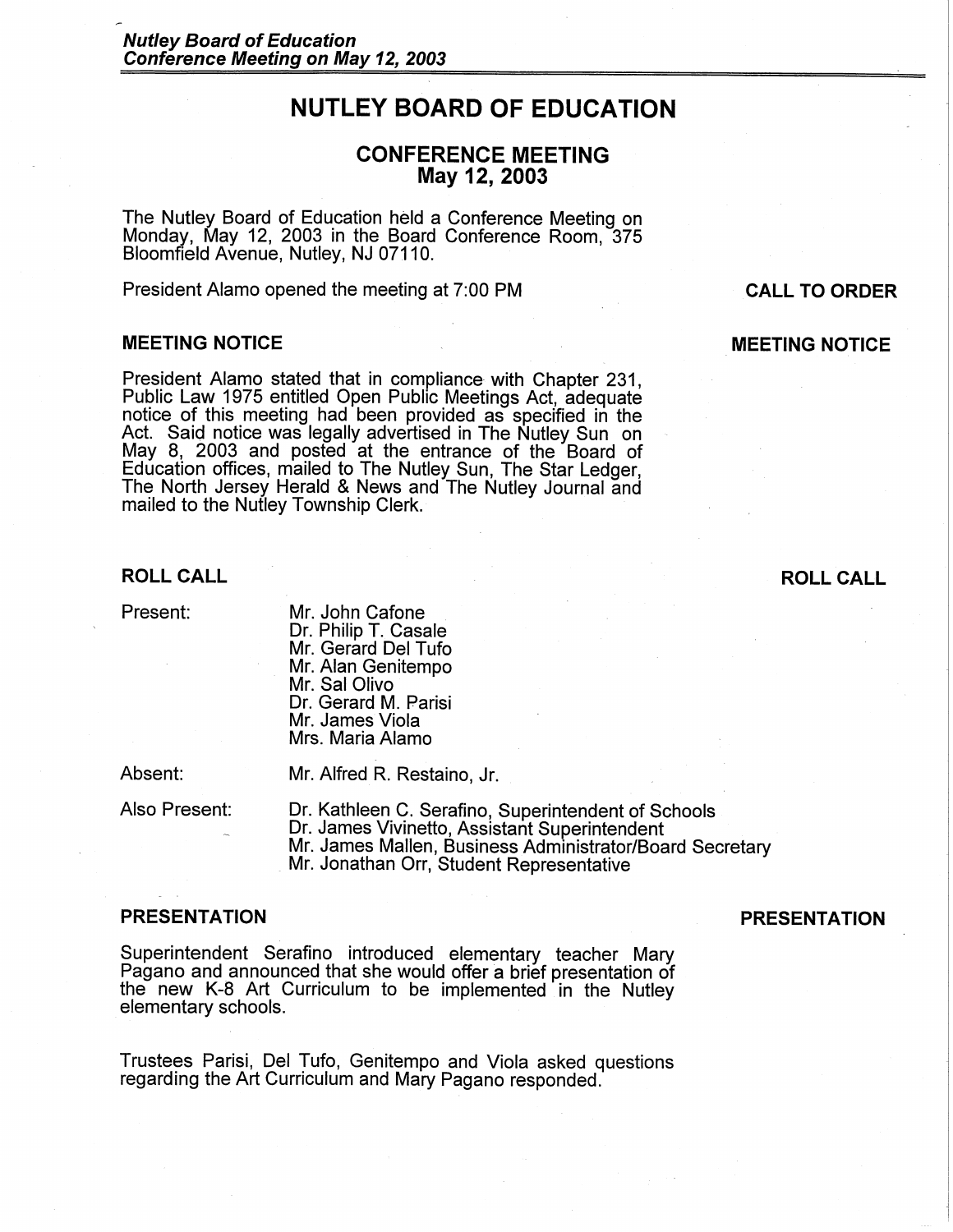# NUTLEY BOARD OF EDUCATION

## CONFERENCE MEETING
## May 12, 2003

The Nutley Board of Education held a Conference Meeting on Monday, May 12, 2003 in the Board Conference Room, 375 Bloomfield Avenue, Nutley, NJ 07110.

**CALL TO ORDER**

President Alamo opened the meeting at 7:00 PM

### MEETING NOTICE

President Alamo stated that in compliance with Chapter 231, Public Law 1975 entitled Open Public Meetings Act, adequate notice of this meeting had been provided as specified in the Act. Said notice was legally advertised in The Nutley Sun on May 8, 2003 and posted at the entrance of the Board of Education offices, mailed to The Nutley Sun, The Star Ledger, The North Jersey Herald & News and The Nutley Journal and mailed to the Nutley Township Clerk.

### ROLL CALL

Present:
- Mr. John Cafone
- Dr. Philip T. Casale
- Mr. Gerard Del Tufo
- Mr. Alan Genitempo
- Mr. Sal Olivo
- Dr. Gerard M. Parisi
- Mr. James Viola
- Mrs. Maria Alamo

Absent:
- Mr. Alfred R. Restaino, Jr.

Also Present:
- Dr. Kathleen C. Serafino, Superintendent of Schools
- Dr. James Vivinetto, Assistant Superintendent
- Mr. James Mallen, Business Administrator/Board Secretary
- Mr. Jonathan Orr, Student Representative

### PRESENTATION

Superintendent Serafino introduced elementary teacher Mary Pagano and announced that she would offer a brief presentation of the new K-8 Art Curriculum to be implemented in the Nutley elementary schools.

Trustees Parisi, Del Tufo, Genitempo and Viola asked questions regarding the Art Curriculum and Mary Pagano responded.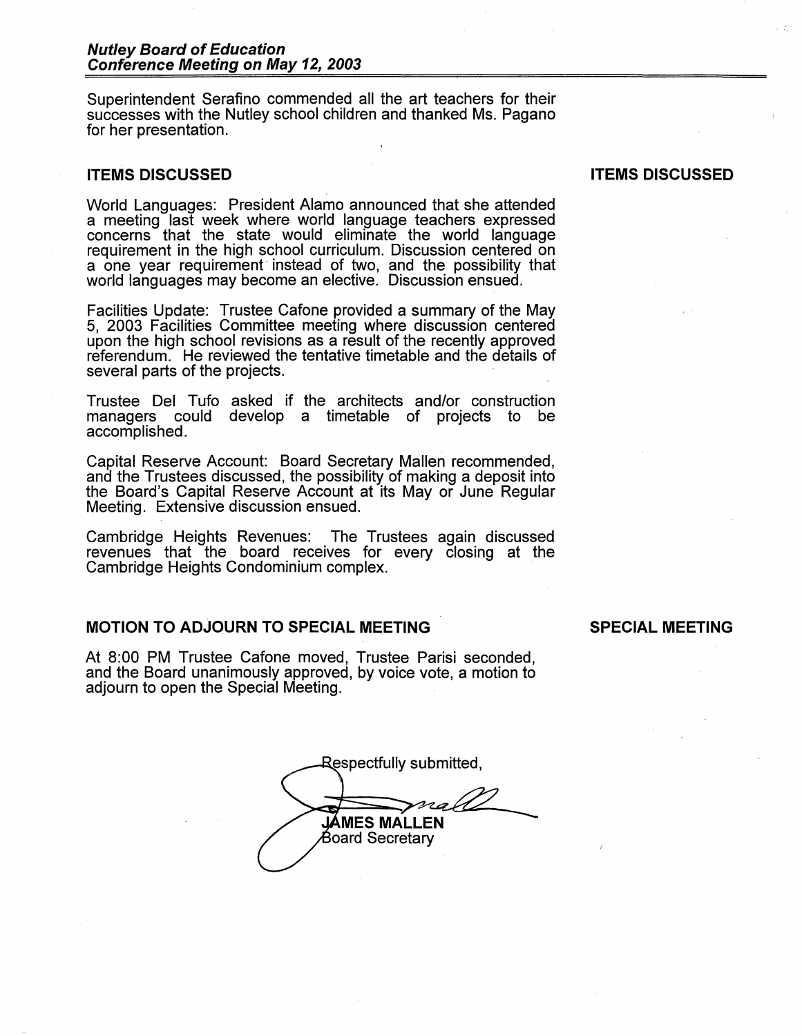Superintendent Serafino commended all the art teachers for their successes with the Nutley school children and thanked Ms. Pagano for her presentation.

## ITEMS DISCUSSED

**ITEMS DISCUSSED**

World Languages: President Alamo announced that she attended a meeting last week where world language teachers expressed concerns that the state would eliminate the world language requirement in the high school curriculum. Discussion centered on a one year requirement instead of two, and the possibility that world languages may become an elective. Discussion ensued.

Facilities Update: Trustee Cafone provided a summary of the May 5, 2003 Facilities Committee meeting where discussion centered upon the high school revisions as a result of the recently approved referendum. He reviewed the tentative timetable and the details of several parts of the projects.

Trustee Del Tufo asked if the architects and/or construction managers could develop a timetable of projects to be accomplished.

Capital Reserve Account: Board Secretary Mallen recommended, and the Trustees discussed, the possibility of making a deposit into the Board's Capital Reserve Account at its May or June Regular Meeting. Extensive discussion ensued.

Cambridge Heights Revenues: The Trustees again discussed revenues that the board receives for every closing at the Cambridge Heights Condominium complex.

## MOTION TO ADJOURN TO SPECIAL MEETING

**SPECIAL MEETING**

At 8:00 PM Trustee Cafone moved, Trustee Parisi seconded, and the Board unanimously approved, by voice vote, a motion to adjourn to open the Special Meeting.

Respectfully submitted,

**JAMES MALLEN**
Board Secretary